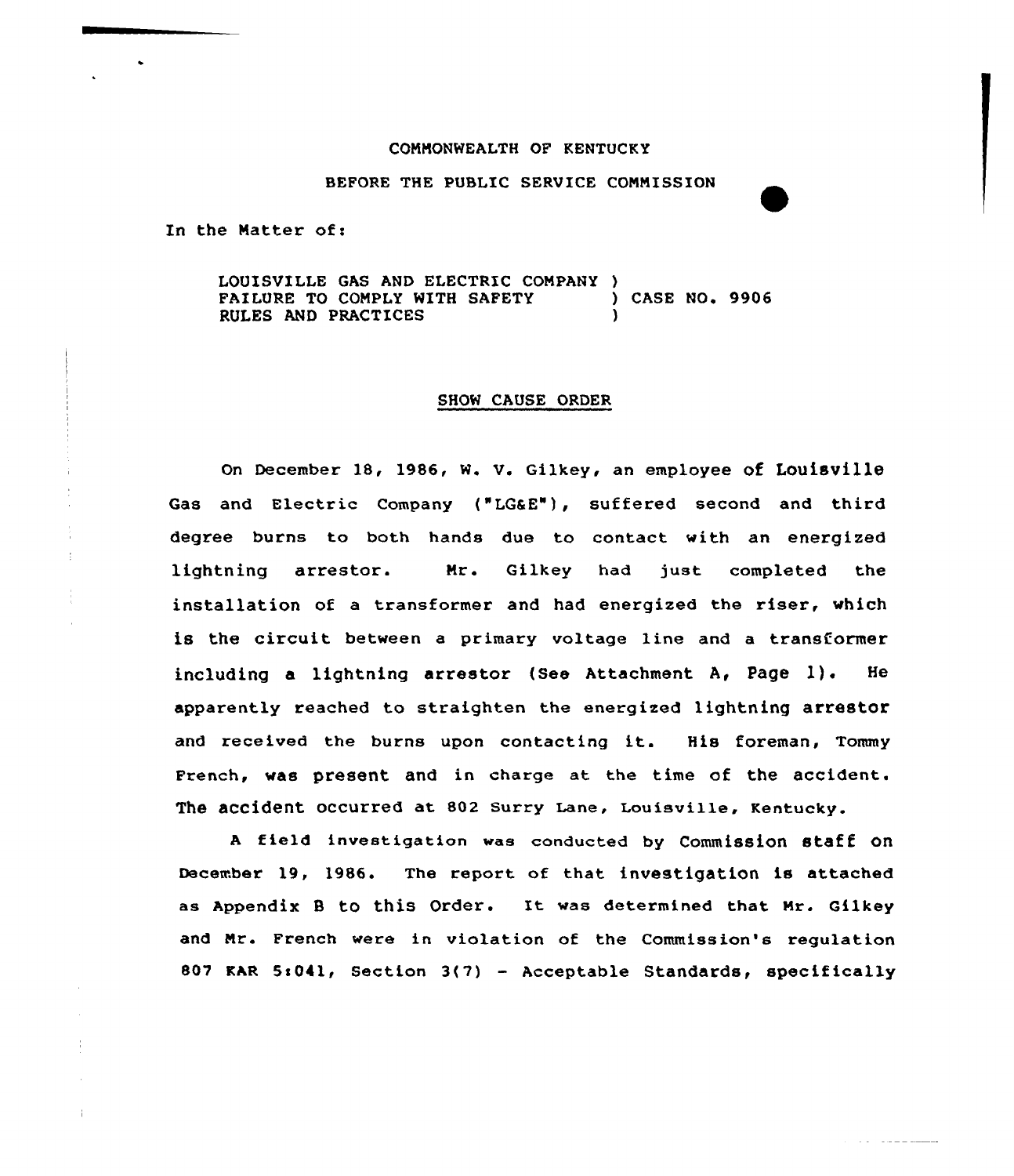COMMONWEALTH OF KENTUCKY

BEFORE THE PUBLIC SERVICE COMMISSION

In the Matter of:

LOUISVILLE GAS AND ELECTRIC COMPANY )
FAILURE TO COMPLY WITH SAFETY ) CASE NO. 9906
RULES AND PRACTICES )

## SHOW CAUSE ORDER

On December 18, 1986, W. V. Gilkey, an employee of Louisville Gas and Electric Company ("LG&E"), suffered second and third degree burns to both hands due to contact with an energized lightning arrestor. Mr. Gilkey had just completed the installation of a transformer and had energized the riser, which is the circuit between a primary voltage line and a transformer including a lightning arrestor (See Attachment A, Page 1). He apparently reached to straighten the energized lightning arrestor and received the burns upon contacting it. His foreman, Tommy French, was present and in charge at the time of the accident. The accident occurred at 802 Surry Lane, Louisville, Kentucky.

A field investigation was conducted by Commission staff on December 19, 1986. The report of that investigation is attached as Appendix B to this Order. It was determined that Mr. Gilkey and Mr. French were in violation of the Commission's regulation 807 KAR 5:041, Section 3(7) - Acceptable Standards, specifically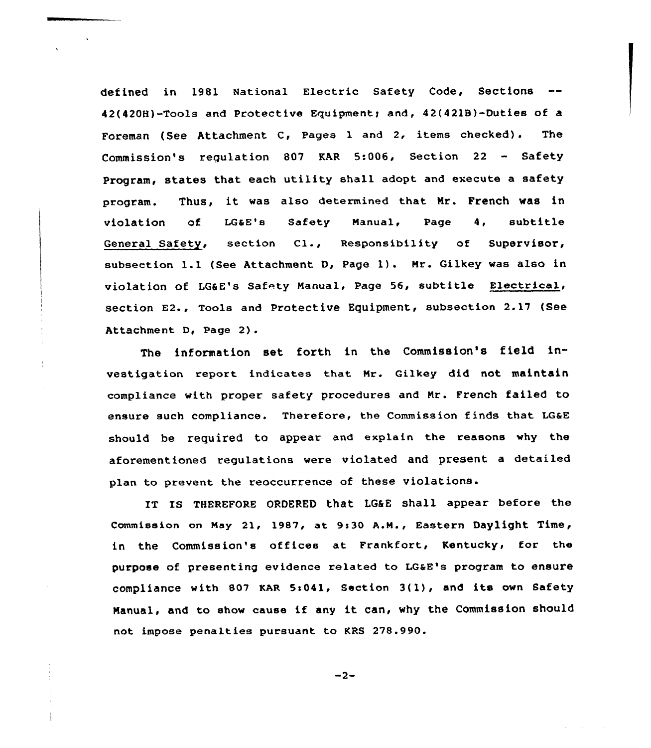defined in 1981 National Electric Safety Code, Sections -- 42(420H)-Tools and Protective Equipment; and, 42(421B)-Duties of a Foreman (See Attachment C, Pages 1 and 2, items checked). The Commission's regulation 807 KAR 5:006, Section 22 - Safety Program, states that each utility shall adopt and execute a safety program. Thus, it was also determined that Mr. French was in violation of LG&E's Safety Manual, Page 4, subtitle General Safety, section C1., Responsibility of Supervisor, subsection 1.1 (See Attachment D, Page 1). Mr. Gilkey was also in violation of LG&E's Safety Manual, Page 56, subtitle Electrical, section E2., Tools and Protective Equipment, subsection 2.17 (See Attachment D, Page 2).

The information set forth in the Commission's field investigation report indicates that Mr. Gilkey did not maintain compliance with proper safety procedures and Mr. French failed to ensure such compliance. Therefore, the Commission finds that LG&E should be required to appear and explain the reasons why the aforementioned regulations were violated and present a detailed plan to prevent the reoccurrence of these violations.

IT IS THEREFORE ORDERED that LG&E shall appear before the Commission on May 21, 1987, at 9:30 A.M., Eastern Daylight Time, in the Commission's offices at Frankfort, Kentucky, for the purpose of presenting evidence related to LG&E's program to ensure compliance with 807 KAR 5:041, Section 3(1), and its own Safety Manual, and to show cause if any it can, why the Commission should not impose penalties pursuant to KRS 278.990.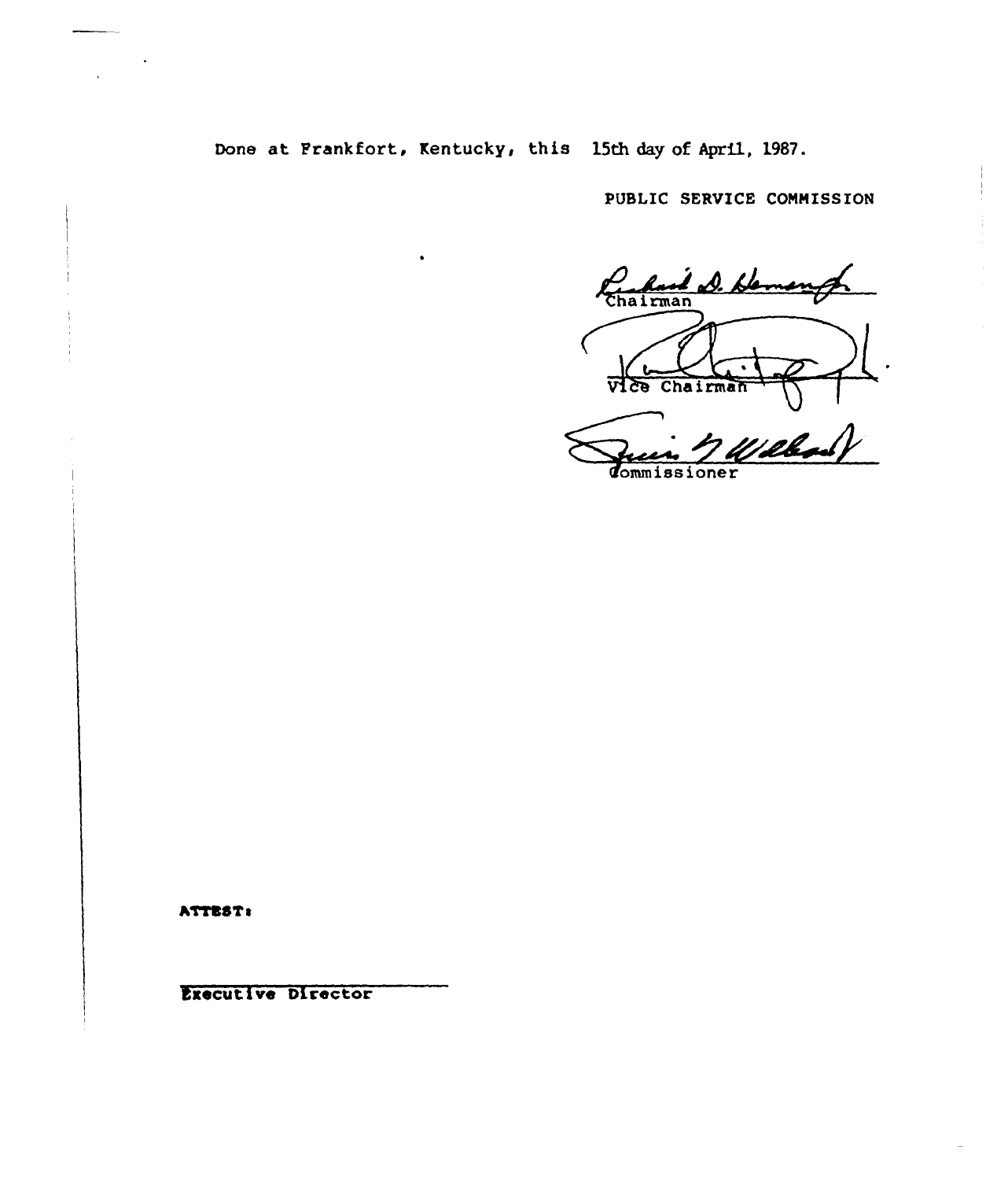Done at Frankfort, Kentucky, this 15th day of April, 1987.

PUBLIC SERVICE COMMISSION

Chairman

Vice Chairman

Commissioner

ATTEST:

Executive Director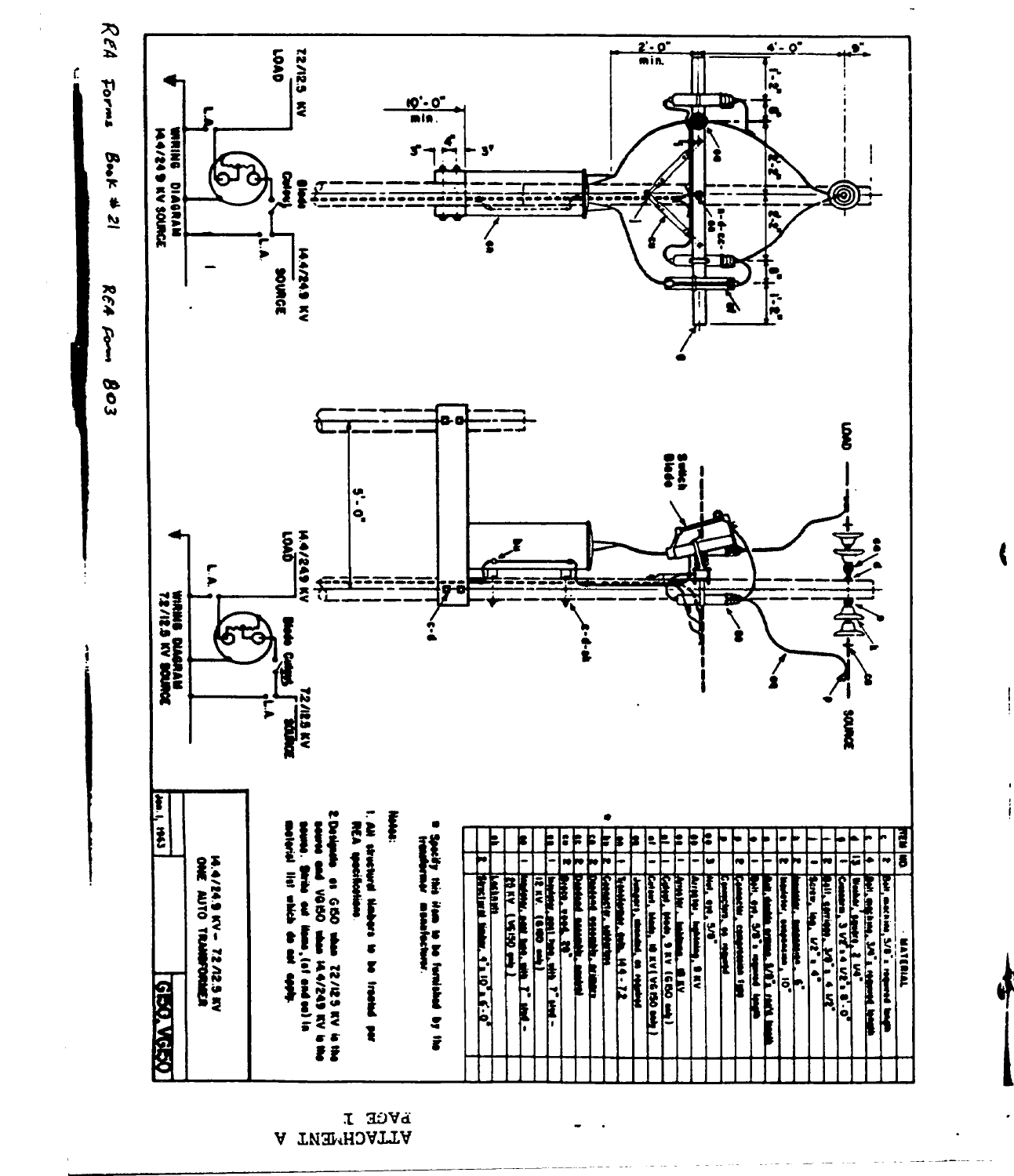REA Forms Book # 21 REA Form 803

| ITEM NO. | | MATERIAL |
|---|---|---|
| a | 2 | Bolt, machine, 5/8", required length |
| c | 4 | Bolt, ongtine, 3/4", required length |
| d | 13 | Washer, square, 2 1/4" |
| e | 1 | Crossarm, 3 1/2" x 4 1/2" x 8'-0" |
| f | 1 | Screw, lag, 1/2" x 4" |
| g | 2 | Bolt, carriage, 3/8" x 4 1/2" |
| h | 2 | Insulator, suspension, 6" |
| k | 1 | Insulator, suspension, 10" |
| n | 1 | Nut, double arming, 5/8" x ... |
| o | 1 | Bolt, eye, 5/8", required length |
| p | 2 | Connector, compression type |
| s | | Connector, as required |
| ee | 3 | Nut, eye, 5/8" |
| gl | 1 | Arrester, lightning, 9 KV |
| gl | 1 | Arrester, lightning, 18 KV |
| kl | 1 | Cutout, plate, 9 KV (G50 only) |
| al | 1 | Cutout, blade, 18 KV (VG50 only) |
| jj | | Jumpers, stranded, as required |
| ee | 1 | Transformer, auto, 14.4 - 7.2 |
| hh | 2 | Connector, ... |
| ci | 2 | Dead-end assembly, primary |
| ll | 2 | Dead-end assembly, neutral |
| cc | 2 | Bracket, rack, 30" |
| gg | 1 | Hardware, ... 7" and 12 KV (G50 only) |
| ii | 1 | Hardware, ... 7" and 20 KV (VG50 only) |
| | | Locknuts |
| di | 2 | Structural timber, 4" x 10" x 6'-0" |

* Specify this item to be furnished by the transformer manufacturer.

Notes:

1. All structural timbers to be treated per REA specifications.
2. Designate as G50 when 7.2/12.5 KV is the source and VG50 when 14.4/24.9 KV is the source. Strike out items, (at end col.) in material list which do not apply.

14.4/24.9 KV - 7.2/12.5 KV
ONE AUTO TRANSFORMER

Jan. 1, 1963

G50, VG50

WIRING DIAGRAM 14.4/24.9 KV SOURCE

WIRING DIAGRAM 7.2/12.5 KV SOURCE

ATTACHMENT A
PAGE 1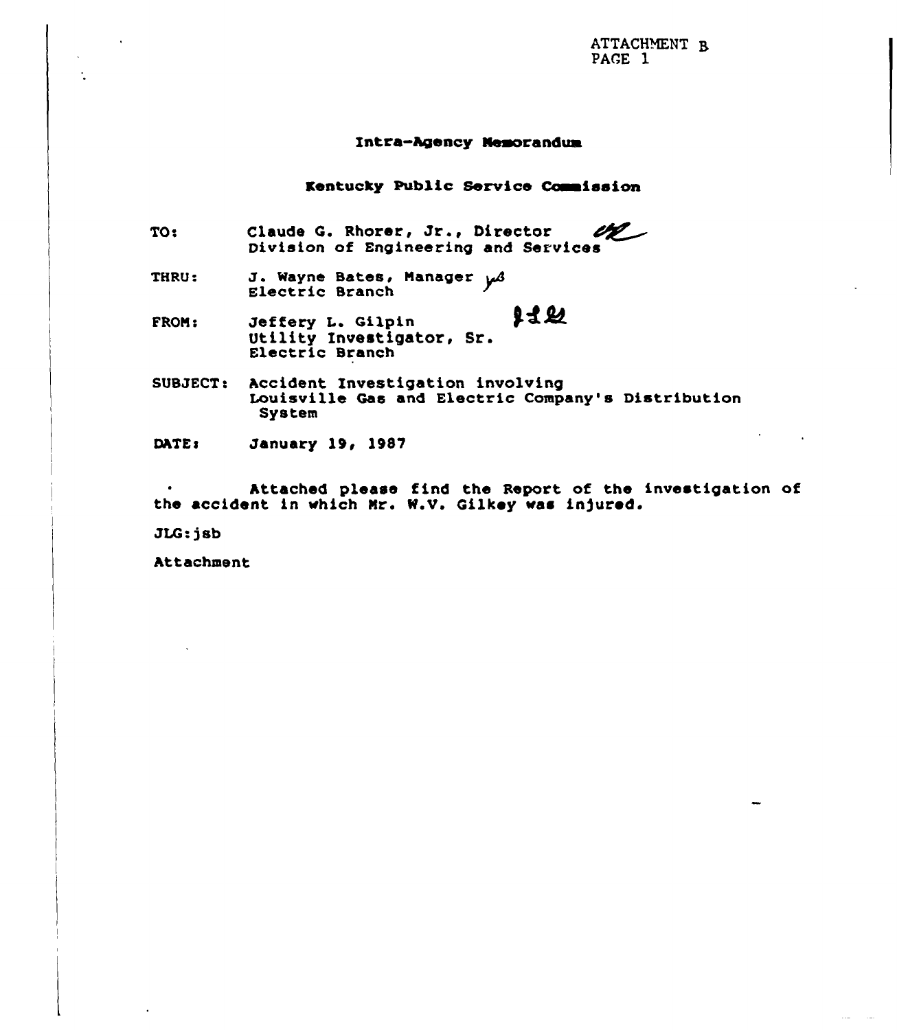ATTACHMENT B
PAGE 1

**Intra-Agency Memorandum**

**Kentucky Public Service Commission**

TO: Claude G. Rhorer, Jr., Director
Division of Engineering and Services

THRU: J. Wayne Bates, Manager
Electric Branch

FROM: Jeffery L. Gilpin
Utility Investigator, Sr.
Electric Branch

SUBJECT: Accident Investigation involving Louisville Gas and Electric Company's Distribution System

DATE: January 19, 1987

Attached please find the Report of the investigation of the accident in which Mr. W.V. Gilkey was injured.

JLG:jsb

Attachment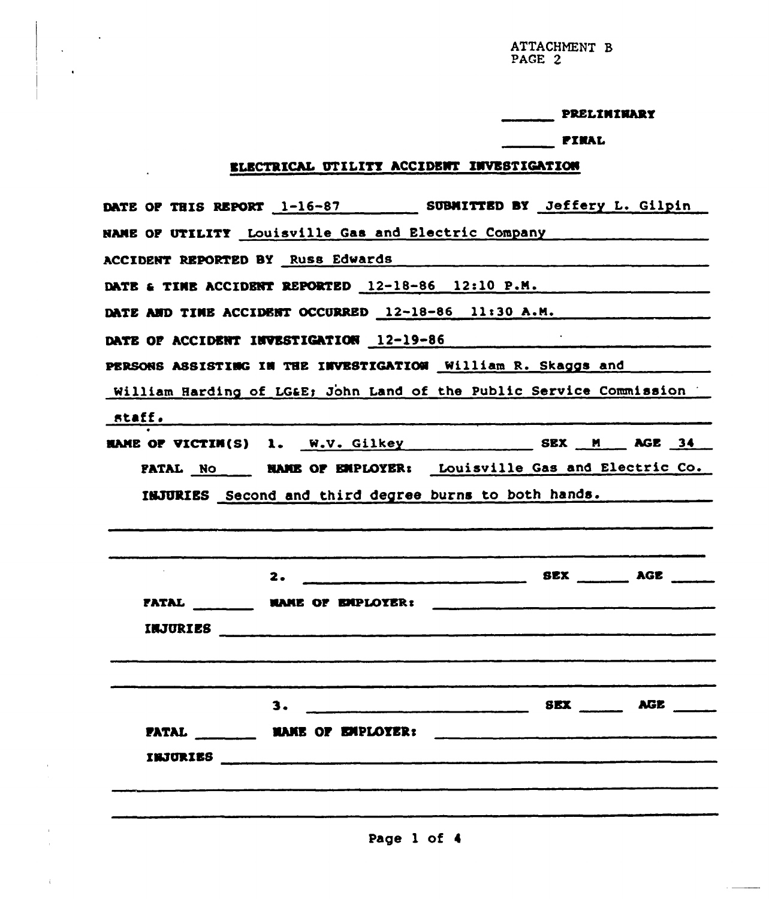ATTACHMENT B
PAGE 2

\_\_\_\_\_\_ PRELIMINARY

\_\_\_\_\_\_ FINAL

## ELECTRICAL UTILITY ACCIDENT INVESTIGATION

DATE OF THIS REPORT 1-16-87 SUBMITTED BY Jeffery L. Gilpin

NAME OF UTILITY Louisville Gas and Electric Company

ACCIDENT REPORTED BY Russ Edwards

DATE & TIME ACCIDENT REPORTED 12-18-86 12:10 P.M.

DATE AND TIME ACCIDENT OCCURRED 12-18-86 11:30 A.M.

DATE OF ACCIDENT INVESTIGATION 12-19-86

PERSONS ASSISTING IN THE INVESTIGATION William R. Skaggs and William Harding of LG&E; John Land of the Public Service Commission staff.

NAME OF VICTIM(S) 1. W.V. Gilkey SEX M AGE 34

FATAL No NAME OF EMPLOYER: Louisville Gas and Electric Co.

INJURIES Second and third degree burns to both hands.

2. \_\_\_\_\_\_ SEX \_\_\_\_\_\_ AGE \_\_\_\_\_\_

FATAL \_\_\_\_\_\_ NAME OF EMPLOYER: \_\_\_\_\_\_

INJURIES \_\_\_\_\_\_

3. \_\_\_\_\_\_ SEX \_\_\_\_\_\_ AGE \_\_\_\_\_\_

FATAL \_\_\_\_\_\_ NAME OF EMPLOYER: \_\_\_\_\_\_

INJURIES \_\_\_\_\_\_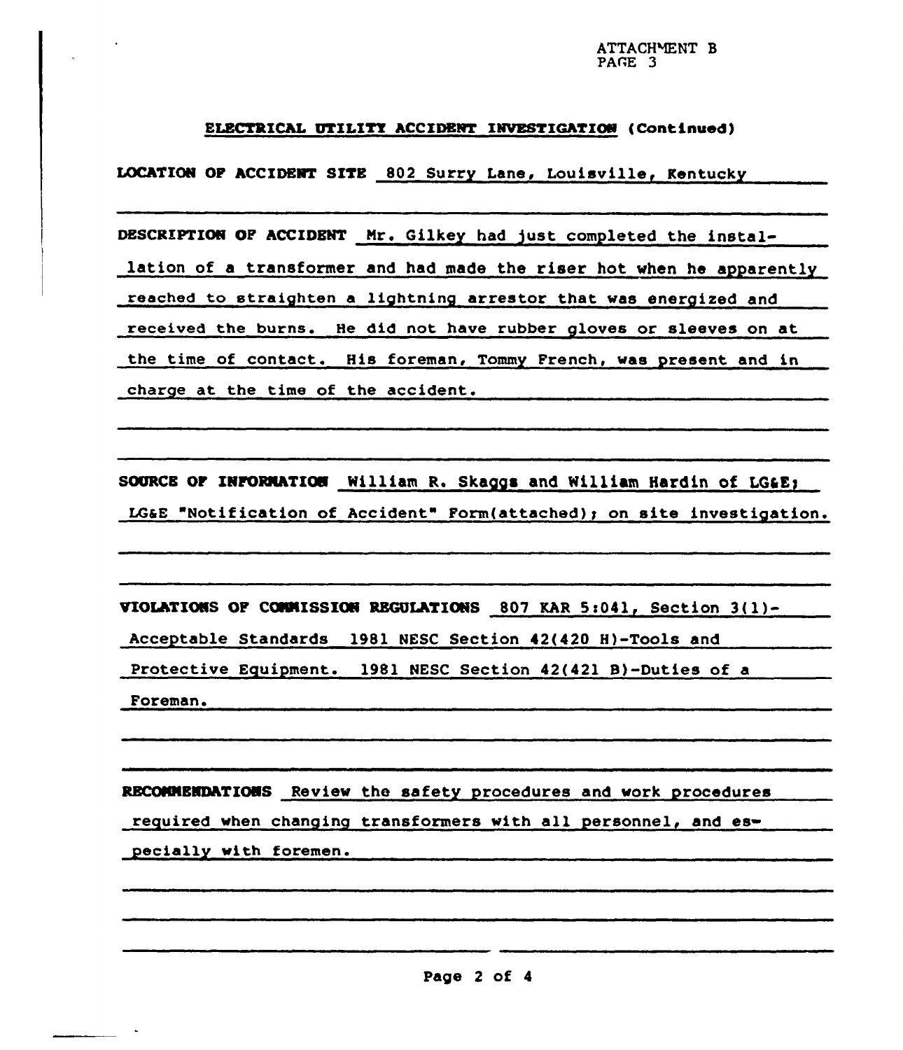ATTACHMENT B
PAGE 3

## ELECTRICAL UTILITY ACCIDENT INVESTIGATION (Continued)

**LOCATION OF ACCIDENT SITE** 802 Surry Lane, Louisville, Kentucky

**DESCRIPTION OF ACCIDENT** Mr. Gilkey had just completed the installation of a transformer and had made the riser hot when he apparently reached to straighten a lightning arrestor that was energized and received the burns. He did not have rubber gloves or sleeves on at the time of contact. His foreman, Tommy French, was present and in charge at the time of the accident.

**SOURCE OF INFORMATION** William R. Skaggs and William Hardin of LG&E; LG&E "Notification of Accident" Form(attached); on site investigation.

**VIOLATIONS OF COMMISSION REGULATIONS** 807 KAR 5:041, Section 3(1)-Acceptable Standards 1981 NESC Section 42(420 H)-Tools and Protective Equipment. 1981 NESC Section 42(421 B)-Duties of a Foreman.

**RECOMMENDATIONS** Review the safety procedures and work procedures required when changing transformers with all personnel, and especially with foremen.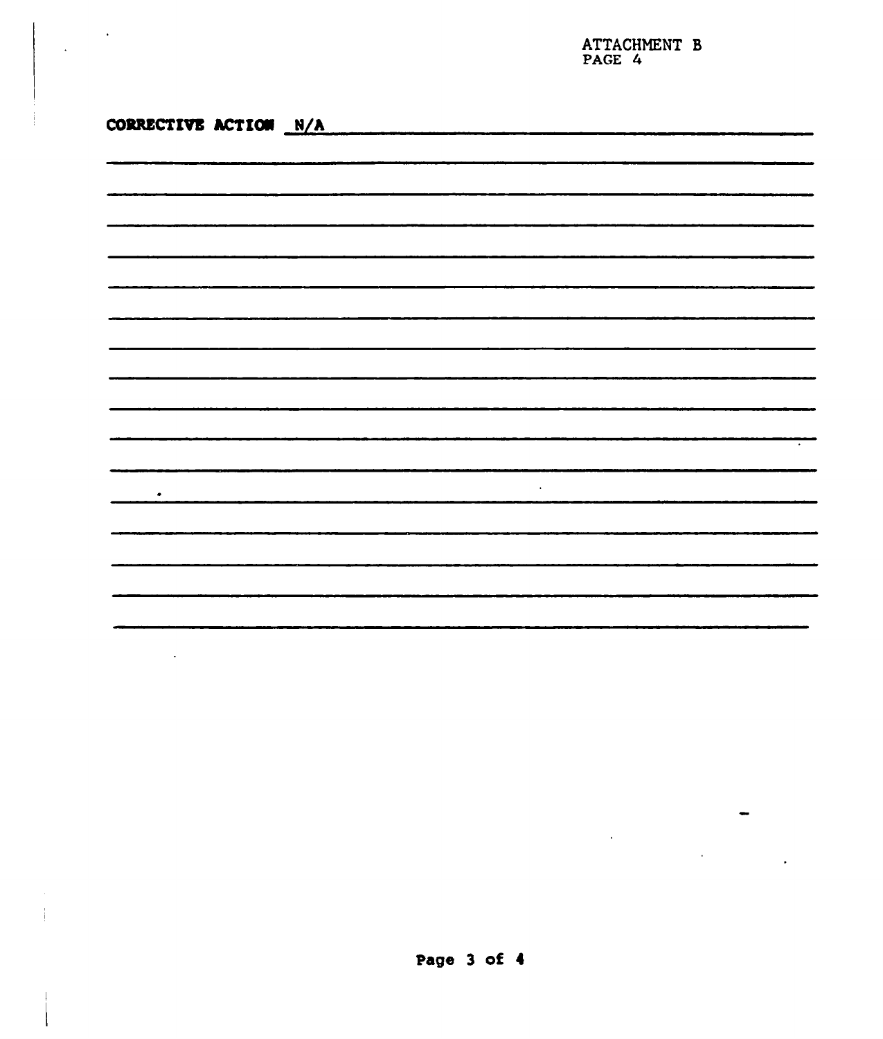ATTACHMENT B
PAGE 4

**CORRECTIVE ACTION** N/A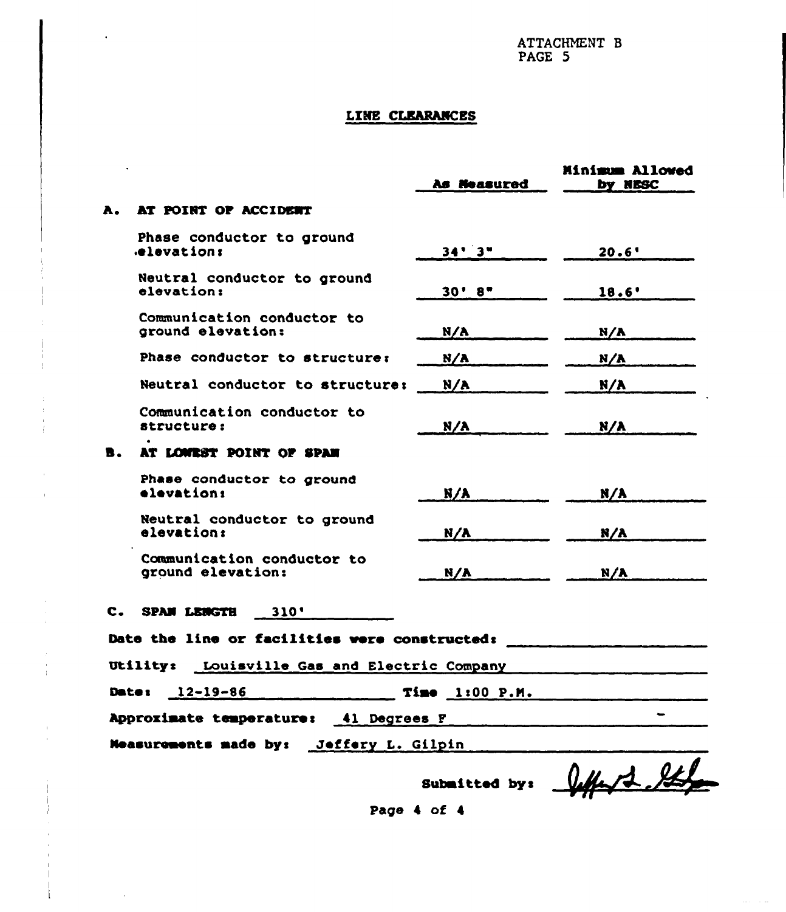ATTACHMENT B
PAGE 5

## LINE CLEARANCES

| | As Measured | Minimum Allowed by NESC |
|---|---|---|
| **A. AT POINT OF ACCIDENT** | | |
| Phase conductor to ground elevation: | 34' 3" | 20.6' |
| Neutral conductor to ground elevation: | 30' 8" | 18.6' |
| Communication conductor to ground elevation: | N/A | N/A |
| Phase conductor to structure: | N/A | N/A |
| Neutral conductor to structure: | N/A | N/A |
| Communication conductor to structure: | N/A | N/A |
| **B. AT LOWEST POINT OF SPAN** | | |
| Phase conductor to ground elevation: | N/A | N/A |
| Neutral conductor to ground elevation: | N/A | N/A |
| Communication conductor to ground elevation: | N/A | N/A |

**C. SPAN LENGTH** 310'

**Date the line or facilities were constructed:** 

**Utility:** Louisville Gas and Electric Company

**Date:** 12-19-86 **Time** 1:00 P.M.

**Approximate temperature:** 41 Degrees F

**Measurements made by:** Jeffery L. Gilpin

**Submitted by:** [signature]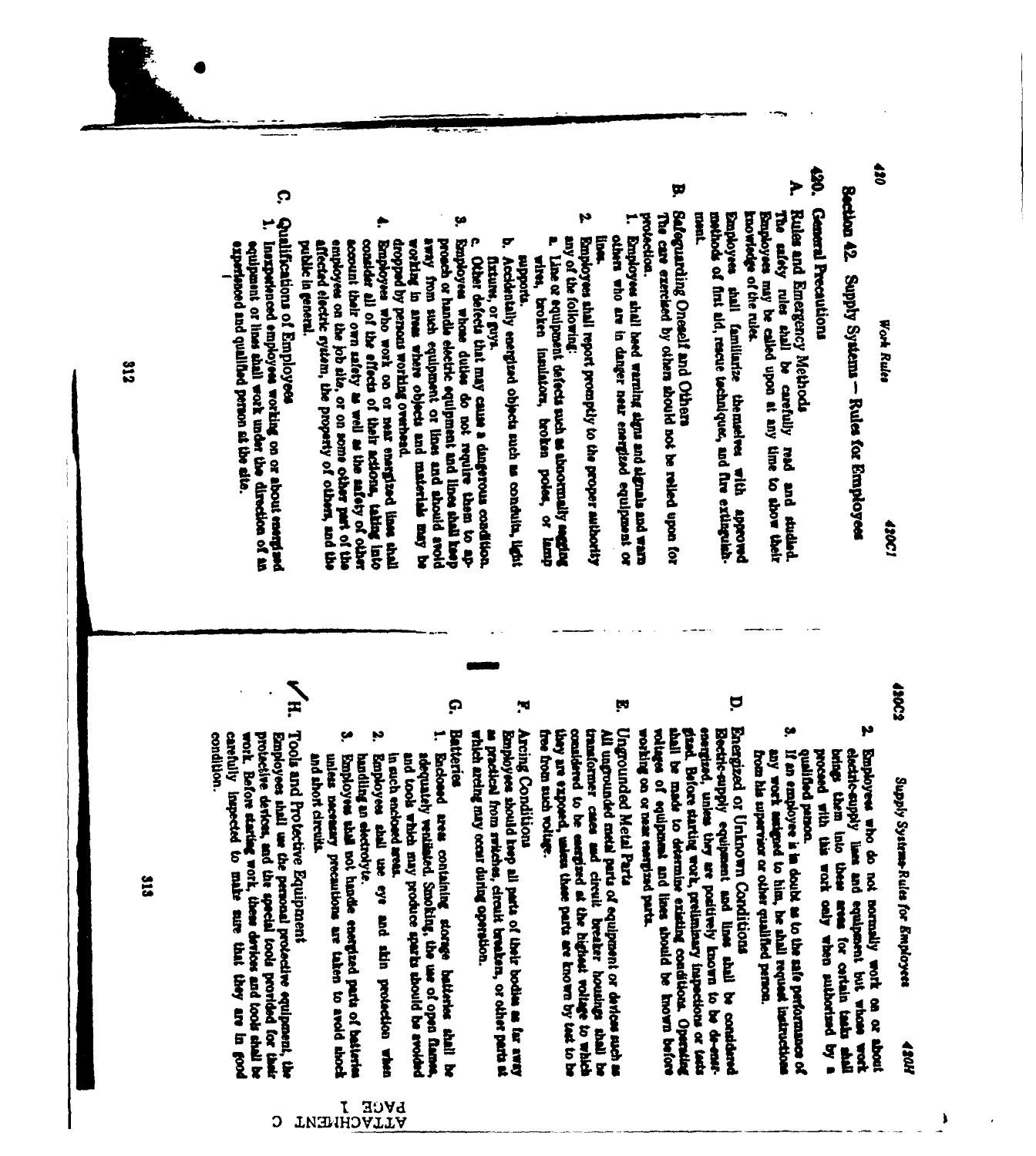## Section 42. Supply Systems — Rules for Employees

### 420. General Precautions

**A. Rules and Emergency Methods**

The safety rules shall be carefully read and studied. Employees may be called upon at any time to show their knowledge of the rules.

Employees shall familiarize themselves with approved methods of first aid, rescue technique, and fire extinguishment.

**B. Safeguarding Oneself and Others**

The care exercised by others should not be relied upon for protection.

1. Employees shall heed warning signs and signals and warn others who are in danger near energized equipment or lines.
2. Employees shall report promptly to the proper authority any of the following:
   a. Line or equipment defects such as abnormally sagging wires, broken insulators, broken poles, or lamp supports.
   b. Accidentally energized objects such as conduits, light fixtures, or guys.
   c. Other defects that may cause a dangerous condition.
3. Employees whose duties do not require them to approach or handle electric equipment and lines shall keep away from such equipment or lines and should avoid working in areas where objects and materials may be dropped by persons working overhead.
4. Employees who work on or near energized lines shall consider all of the effects of their actions, taking into account their own safety as well as the safety of other employees on the job site, or on some other part of the affected electric system, the property of others, and the public in general.

**C. Qualifications of Employees**

1. Inexperienced employees working on or about energized equipment or lines shall work under the direction of an experienced and qualified person at the site.
2. Employees who do not normally work on or about electric-supply lines and equipment but whose work brings them into these areas for certain tasks shall proceed with this work only when authorized by a qualified person.
3. If an employee is in doubt as to the safe performance of any work assigned to him, he shall request instructions from his supervisor or other qualified person.

**D. Energized or Unknown Conditions**

Electric-supply equipment and lines shall be considered energized, unless they are positively known to be de-energized. Before starting work, preliminary inspections or tests shall be made to determine existing conditions. Operating voltages of equipment and lines should be known before working on or near energized parts.

**E. Ungrounded Metal Parts**

All ungrounded metal parts of equipment or devices such as transformer cases and circuit breaker housings shall be considered to be energized at the highest voltage to which they are exposed, unless these parts are known by test to be free from such voltage.

**F. Arcing Conditions**

Employees should keep all parts of their bodies as far away as practical from switches, circuit breakers, or other parts at which arcing may occur during operation.

**G. Batteries**

1. Enclosed areas containing storage batteries shall be adequately ventilated. Smoking, the use of open flames, and tools which may produce sparks should be avoided in such enclosed areas.
2. Employees shall use eye and skin protection when handling an electrolyte.
3. Employees shall not handle energized parts of batteries unless necessary precautions are taken to avoid shock and short circuits.

**H. Tools and Protective Equipment**

Employees shall use the personal protective equipment, the protective devices, and the special tools provided for their work. Before starting work, these devices and tools shall be carefully inspected to make sure that they are in good condition.

ATTACHMENT C
PAGE 1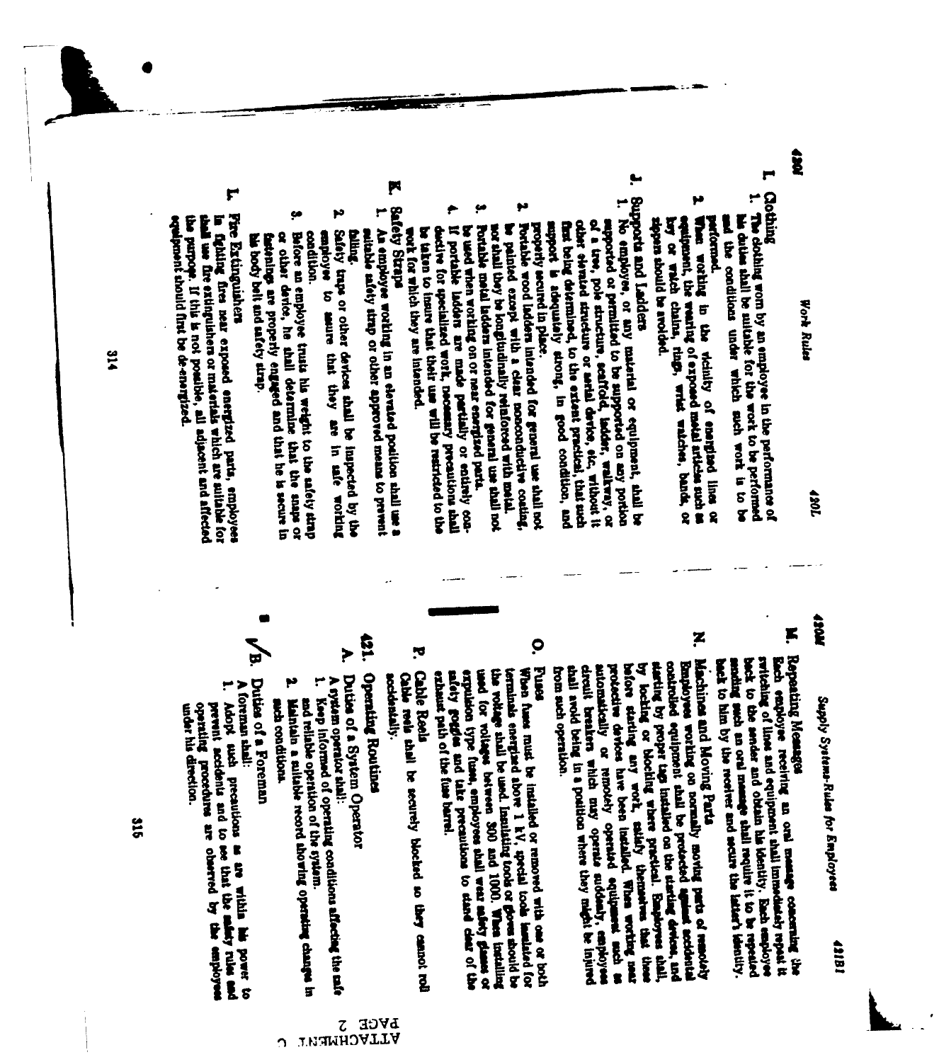## I. Clothing

1. The clothing worn by an employee in the performance of his duties shall be suitable for the work to be performed and the conditions under which such work is to be performed.
2. When working in the vicinity of energized lines or equipment, the wearing of exposed metal articles such as key or watch chains, rings, wrist watches, bands, or zippers should be avoided.

## J. Supports and Ladders

1. No employee, or any material or equipment, shall be supported or permitted to be supported on any portion of a tree, pole structure, scaffold, ladder, walkway, or other elevated structure or aerial device, etc., without it first being determined, to the extent practical, that such support is adequately strong, in good condition, and properly secured in place.
2. Portable wood ladders intended for general use shall not be painted except with a clear nonconductive coating, nor shall they be longitudinally reinforced with metal.
3. Portable metal ladders intended for general use shall not be used when working on or near energized parts.
4. If portable ladders are made partially or entirely conductive for specialized work, necessary precautions shall be taken to insure that their use will be restricted to the work for which they are intended.

## K. Safety Strap

1. An employee working in an elevated position shall use a suitable safety strap or other approved means to prevent falling.
2. Safety traps or other devices shall be inspected by the employee to assure that they are in safe working condition.
3. Before an employee trusts his weight to the safety strap or other device, he shall determine that the snaps or fastenings are properly engaged and that he is secure in his body belt and safety strap.

## L. Fire Extinguishers

In fighting fires near exposed energized parts, employees shall use fire extinguishers or materials which are suitable for the purpose. If this is not possible, all adjacent and affected equipment should first be de-energized.

## M. Repeating Messages

Each employee receiving an oral message concerning the switching of lines and equipment shall immediately repeat it back to the sender and obtain his identity. Each employee sending such an oral message shall require it to be repeated back to him by the receiver and secure the latter's identity.

## N. Machines and Moving Parts

Employees working on normally moving parts of remotely controlled equipment shall be protected against accidental starting by proper tags installed on the starting devices, and by locking or blocking where practical. Employees shall, before starting any work, satisfy themselves that these protective devices have been installed. When working near automatically or remotely operated equipment such as circuit breakers which may operate suddenly, employees shall avoid being in a position where they might be injured from such operation.

## O. Fuses

When fuses must be installed or removed with one or both terminals energized above 1 kV, special tools insulated for the voltage shall be used. Insulating tools or gloves should be used for voltages between 300 and 1000. When installing expulsion type fuses, employees shall wear safety glasses or safety goggles and take precautions to stand clear of the exhaust path of the fuse barrel.

## P. Cable Reels

Cable reels shall be securely blocked so they cannot roll accidentally.

# 421. Operating Routines

## A. Duties of a System Operator

A system operator shall:

1. Keep informed of operating conditions affecting the safe and reliable operation of the system.
2. Maintain a suitable record showing operating changes in such conditions.

## B. Duties of a Foreman

A foreman shall:

1. Adopt such precautions as are within his power to prevent accidents and to see that the safety rules and operating procedures are observed by the employees under his direction.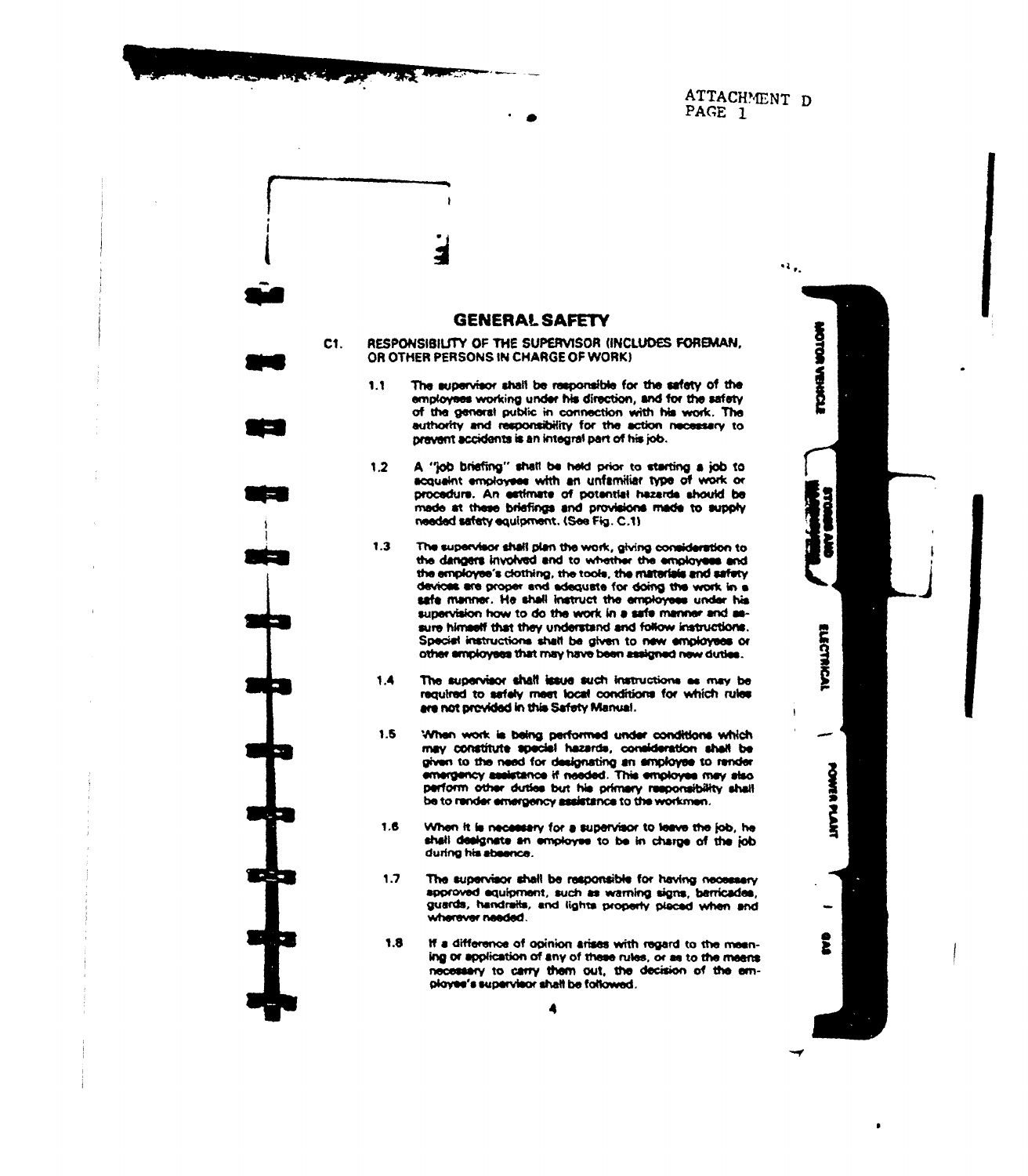ATTACHMENT D
PAGE 1

# GENERAL SAFETY

## C1. RESPONSIBILITY OF THE SUPERVISOR (INCLUDES FOREMAN, OR OTHER PERSONS IN CHARGE OF WORK)

1.1 The supervisor shall be responsible for the safety of the employees working under his direction, and for the safety of the general public in connection with his work. The authority and responsibility for the action necessary to prevent accidents is an integral part of his job.

1.2 A "job briefing" shall be held prior to starting a job to acquaint employees with an unfamiliar type of work or procedure. An estimate of potential hazards should be made at these briefings and provisions made to supply needed safety equipment. (See Fig. C.1)

1.3 The supervisor shall plan the work, giving consideration to the dangers involved and to whether the employees and the employee's clothing, the tools, the materials and safety devices are proper and adequate for doing the work in a safe manner. He shall instruct the employees under his supervision how to do the work in a safe manner and assure himself that they understand and follow instructions. Special instructions shall be given to new employees or other employees that may have been assigned new duties.

1.4 The supervisor shall issue such instructions as may be required to safely meet local conditions for which rules are not provided in this Safety Manual.

1.5 When work is being performed under conditions which may constitute special hazards, consideration shall be given to the need for designating an employee to render emergency assistance if needed. This employee may also perform other duties but his primary responsibility shall be to render emergency assistance to the workmen.

1.6 When it is necessary for a supervisor to leave the job, he shall designate an employee to be in charge of the job during his absence.

1.7 The supervisor shall be responsible for having necessary approved equipment, such as warning signs, barricades, guards, handrails, and lights properly placed when and wherever needed.

1.8 If a difference of opinion arises with regard to the meaning or application of any of these rules, or as to the means necessary to carry them out, the decision of the employee's supervisor shall be followed.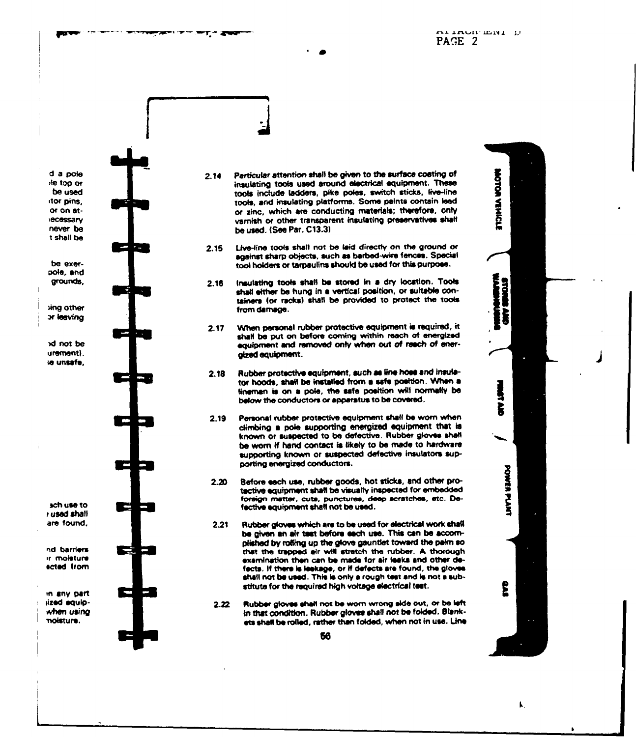2.14 Particular attention shall be given to the surface coating of insulating tools used around electrical equipment. These tools include ladders, pike poles, switch sticks, live-line tools, and insulating platforms. Some paints contain lead or zinc, which are conducting materials; therefore, only varnish or other transparent insulating preservatives shall be used. (See Par. C13.3)

2.15 Live-line tools shall not be laid directly on the ground or against sharp objects, such as barbed-wire fences. Special tool holders or tarpaulins should be used for this purpose.

2.16 Insulating tools shall be stored in a dry location. Tools shall either be hung in a vertical position, or suitable containers (or racks) shall be provided to protect the tools from damage.

2.17 When personal rubber protective equipment is required, it shall be put on before coming within reach of energized equipment and removed only when out of reach of energized equipment.

2.18 Rubber protective equipment, such as line hose and insulator hoods, shall be installed from a safe position. When a lineman is on a pole, the safe position will normally be below the conductors or apparatus to be covered.

2.19 Personal rubber protective equipment shall be worn when climbing a pole supporting energized equipment that is known or suspected to be defective. Rubber gloves shall be worn if hand contact is likely to be made to hardware supporting known or suspected defective insulators supporting energized conductors.

2.20 Before each use, rubber goods, hot sticks, and other protective equipment shall be visually inspected for embedded foreign matter, cuts, punctures, deep scratches, etc. Defective equipment shall not be used.

2.21 Rubber gloves which are to be used for electrical work shall be given an air test before each use. This can be accomplished by rolling up the glove gauntlet toward the palm so that the trapped air will stretch the rubber. A thorough examination then can be made for air leaks and other defects. If there is leakage, or if defects are found, the gloves shall not be used. This is only a rough test and is not a substitute for the required high voltage electrical test.

2.22 Rubber gloves shall not be worn wrong side out, or be left in that condition. Rubber gloves shall not be folded. Blankets shall be rolled, rather than folded, when not in use. Line